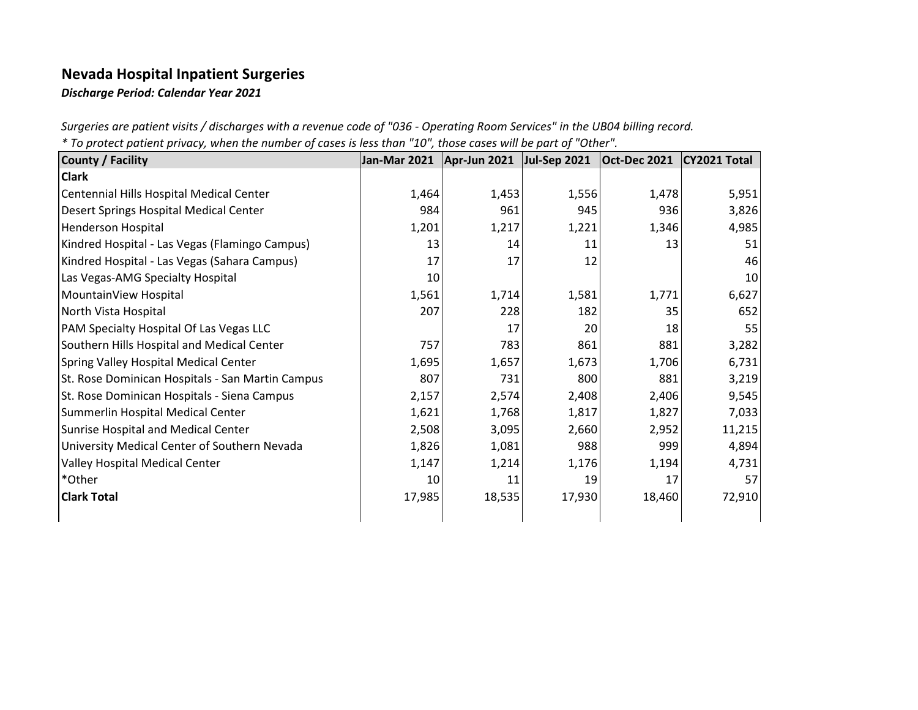# Nevada Hospital Inpatient Surgeries

***Discharge Period: Calendar Year 2021***

*Surgeries are patient visits / discharges with a revenue code of "036 - Operating Room Services" in the UB04 billing record.*

** To protect patient privacy, when the number of cases is less than "10", those cases will be part of "Other".*

| County / Facility | Jan-Mar 2021 | Apr-Jun 2021 | Jul-Sep 2021 | Oct-Dec 2021 | CY2021 Total |
|---|---|---|---|---|---|
| **Clark** | | | | | |
| Centennial Hills Hospital Medical Center | 1,464 | 1,453 | 1,556 | 1,478 | 5,951 |
| Desert Springs Hospital Medical Center | 984 | 961 | 945 | 936 | 3,826 |
| Henderson Hospital | 1,201 | 1,217 | 1,221 | 1,346 | 4,985 |
| Kindred Hospital - Las Vegas (Flamingo Campus) | 13 | 14 | 11 | 13 | 51 |
| Kindred Hospital - Las Vegas (Sahara Campus) | 17 | 17 | 12 | | 46 |
| Las Vegas-AMG Specialty Hospital | 10 | | | | 10 |
| MountainView Hospital | 1,561 | 1,714 | 1,581 | 1,771 | 6,627 |
| North Vista Hospital | 207 | 228 | 182 | 35 | 652 |
| PAM Specialty Hospital Of Las Vegas LLC | | 17 | 20 | 18 | 55 |
| Southern Hills Hospital and Medical Center | 757 | 783 | 861 | 881 | 3,282 |
| Spring Valley Hospital Medical Center | 1,695 | 1,657 | 1,673 | 1,706 | 6,731 |
| St. Rose Dominican Hospitals - San Martin Campus | 807 | 731 | 800 | 881 | 3,219 |
| St. Rose Dominican Hospitals - Siena Campus | 2,157 | 2,574 | 2,408 | 2,406 | 9,545 |
| Summerlin Hospital Medical Center | 1,621 | 1,768 | 1,817 | 1,827 | 7,033 |
| Sunrise Hospital and Medical Center | 2,508 | 3,095 | 2,660 | 2,952 | 11,215 |
| University Medical Center of Southern Nevada | 1,826 | 1,081 | 988 | 999 | 4,894 |
| Valley Hospital Medical Center | 1,147 | 1,214 | 1,176 | 1,194 | 4,731 |
| *Other | 10 | 11 | 19 | 17 | 57 |
| **Clark Total** | 17,985 | 18,535 | 17,930 | 18,460 | 72,910 |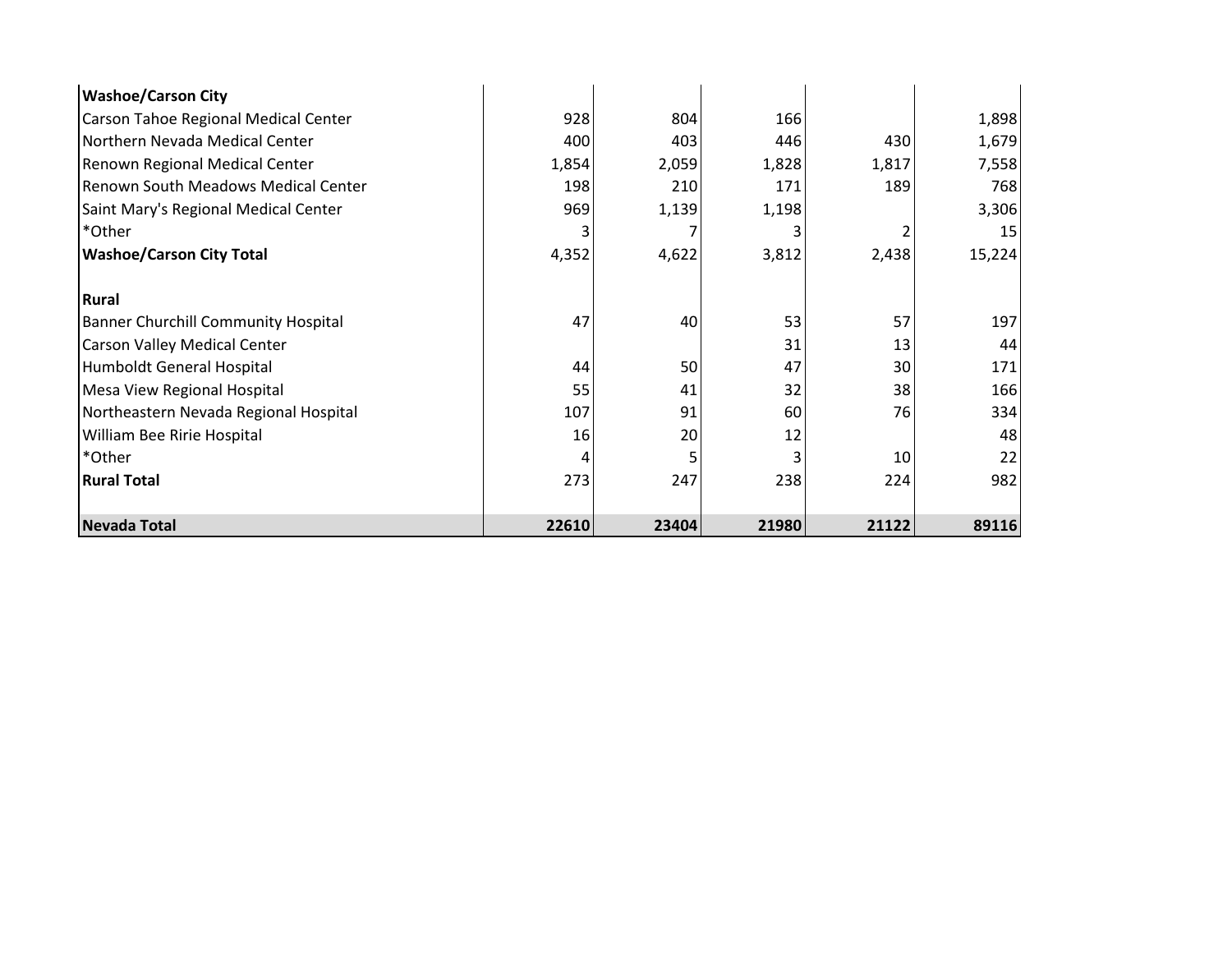| | | | | | |
|---|---|---|---|---|---|
| **Washoe/Carson City** | | | | | |
| Carson Tahoe Regional Medical Center | 928 | 804 | 166 | | 1,898 |
| Northern Nevada Medical Center | 400 | 403 | 446 | 430 | 1,679 |
| Renown Regional Medical Center | 1,854 | 2,059 | 1,828 | 1,817 | 7,558 |
| Renown South Meadows Medical Center | 198 | 210 | 171 | 189 | 768 |
| Saint Mary's Regional Medical Center | 969 | 1,139 | 1,198 | | 3,306 |
| *Other | 3 | 7 | 3 | 2 | 15 |
| **Washoe/Carson City Total** | 4,352 | 4,622 | 3,812 | 2,438 | 15,224 |
| | | | | | |
| **Rural** | | | | | |
| Banner Churchill Community Hospital | 47 | 40 | 53 | 57 | 197 |
| Carson Valley Medical Center | | | 31 | 13 | 44 |
| Humboldt General Hospital | 44 | 50 | 47 | 30 | 171 |
| Mesa View Regional Hospital | 55 | 41 | 32 | 38 | 166 |
| Northeastern Nevada Regional Hospital | 107 | 91 | 60 | 76 | 334 |
| William Bee Ririe Hospital | 16 | 20 | 12 | | 48 |
| *Other | 4 | 5 | 3 | 10 | 22 |
| **Rural Total** | 273 | 247 | 238 | 224 | 982 |
| | | | | | |
| **Nevada Total** | **22610** | **23404** | **21980** | **21122** | **89116** |